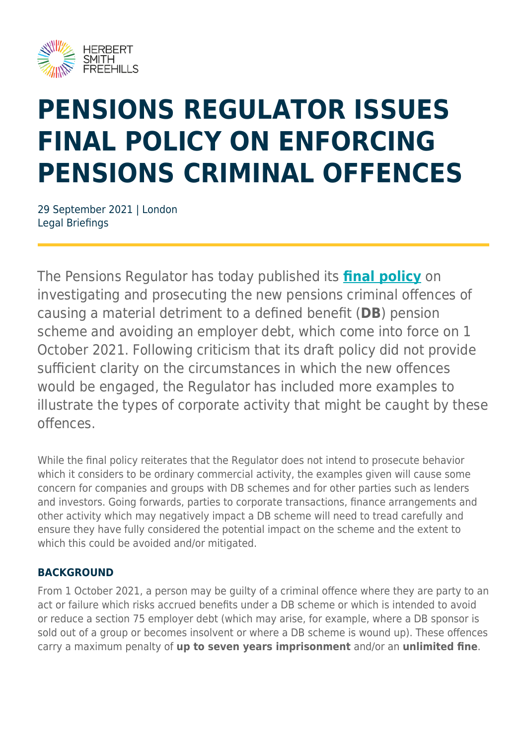# PENSIONS REGULATOR ISSUES FINAL POLICY ON ENFORCING PENSIONS CRIMINAL OFFENCES

29 September 2021 | London
Legal Briefings

The Pensions Regulator has today published its **final policy** on investigating and prosecuting the new pensions criminal offences of causing a material detriment to a defined benefit (**DB**) pension scheme and avoiding an employer debt, which come into force on 1 October 2021. Following criticism that its draft policy did not provide sufficient clarity on the circumstances in which the new offences would be engaged, the Regulator has included more examples to illustrate the types of corporate activity that might be caught by these offences.

While the final policy reiterates that the Regulator does not intend to prosecute behavior which it considers to be ordinary commercial activity, the examples given will cause some concern for companies and groups with DB schemes and for other parties such as lenders and investors. Going forwards, parties to corporate transactions, finance arrangements and other activity which may negatively impact a DB scheme will need to tread carefully and ensure they have fully considered the potential impact on the scheme and the extent to which this could be avoided and/or mitigated.

## BACKGROUND

From 1 October 2021, a person may be guilty of a criminal offence where they are party to an act or failure which risks accrued benefits under a DB scheme or which is intended to avoid or reduce a section 75 employer debt (which may arise, for example, where a DB sponsor is sold out of a group or becomes insolvent or where a DB scheme is wound up). These offences carry a maximum penalty of **up to seven years imprisonment** and/or an **unlimited fine**.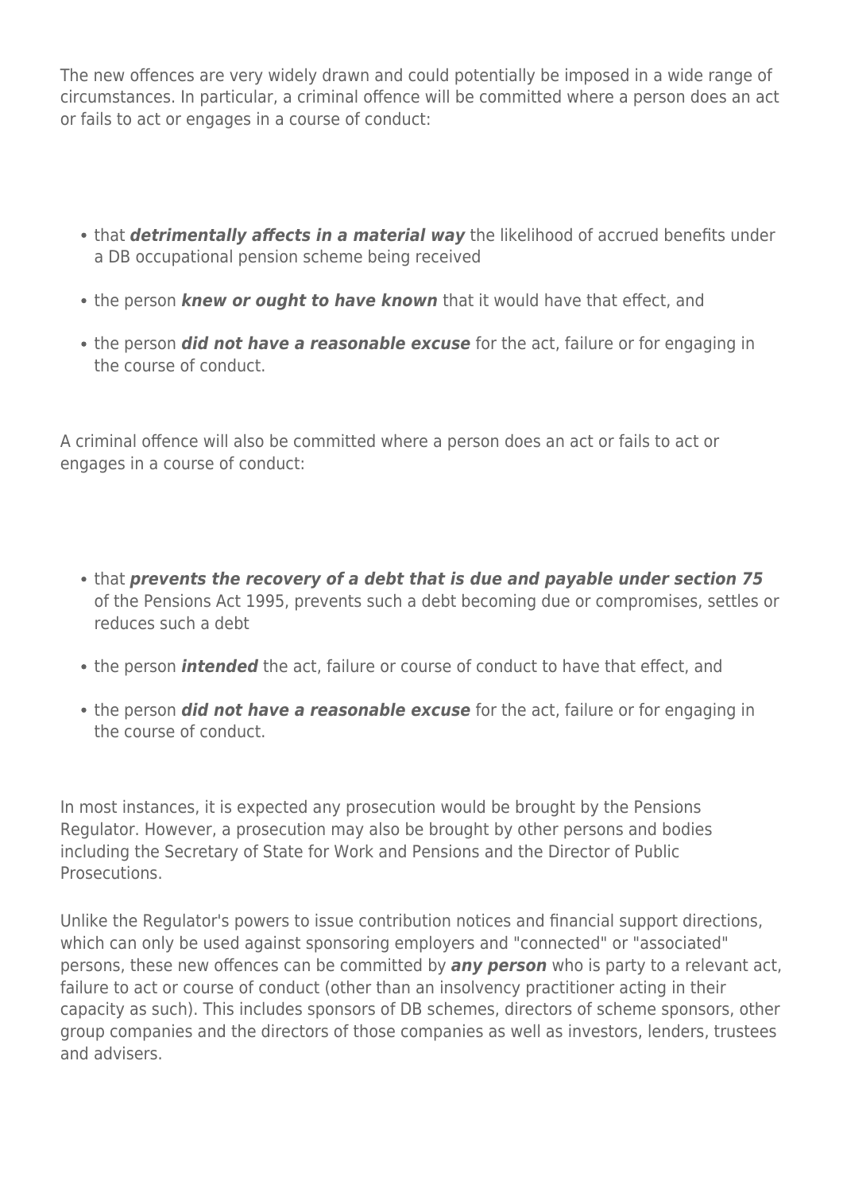The new offences are very widely drawn and could potentially be imposed in a wide range of circumstances. In particular, a criminal offence will be committed where a person does an act or fails to act or engages in a course of conduct:

- that ***detrimentally affects in a material way*** the likelihood of accrued benefits under a DB occupational pension scheme being received
- the person ***knew or ought to have known*** that it would have that effect, and
- the person ***did not have a reasonable excuse*** for the act, failure or for engaging in the course of conduct.

A criminal offence will also be committed where a person does an act or fails to act or engages in a course of conduct:

- that ***prevents the recovery of a debt that is due and payable under section 75*** of the Pensions Act 1995, prevents such a debt becoming due or compromises, settles or reduces such a debt
- the person ***intended*** the act, failure or course of conduct to have that effect, and
- the person ***did not have a reasonable excuse*** for the act, failure or for engaging in the course of conduct.

In most instances, it is expected any prosecution would be brought by the Pensions Regulator. However, a prosecution may also be brought by other persons and bodies including the Secretary of State for Work and Pensions and the Director of Public Prosecutions.

Unlike the Regulator's powers to issue contribution notices and financial support directions, which can only be used against sponsoring employers and "connected" or "associated" persons, these new offences can be committed by ***any person*** who is party to a relevant act, failure to act or course of conduct (other than an insolvency practitioner acting in their capacity as such). This includes sponsors of DB schemes, directors of scheme sponsors, other group companies and the directors of those companies as well as investors, lenders, trustees and advisers.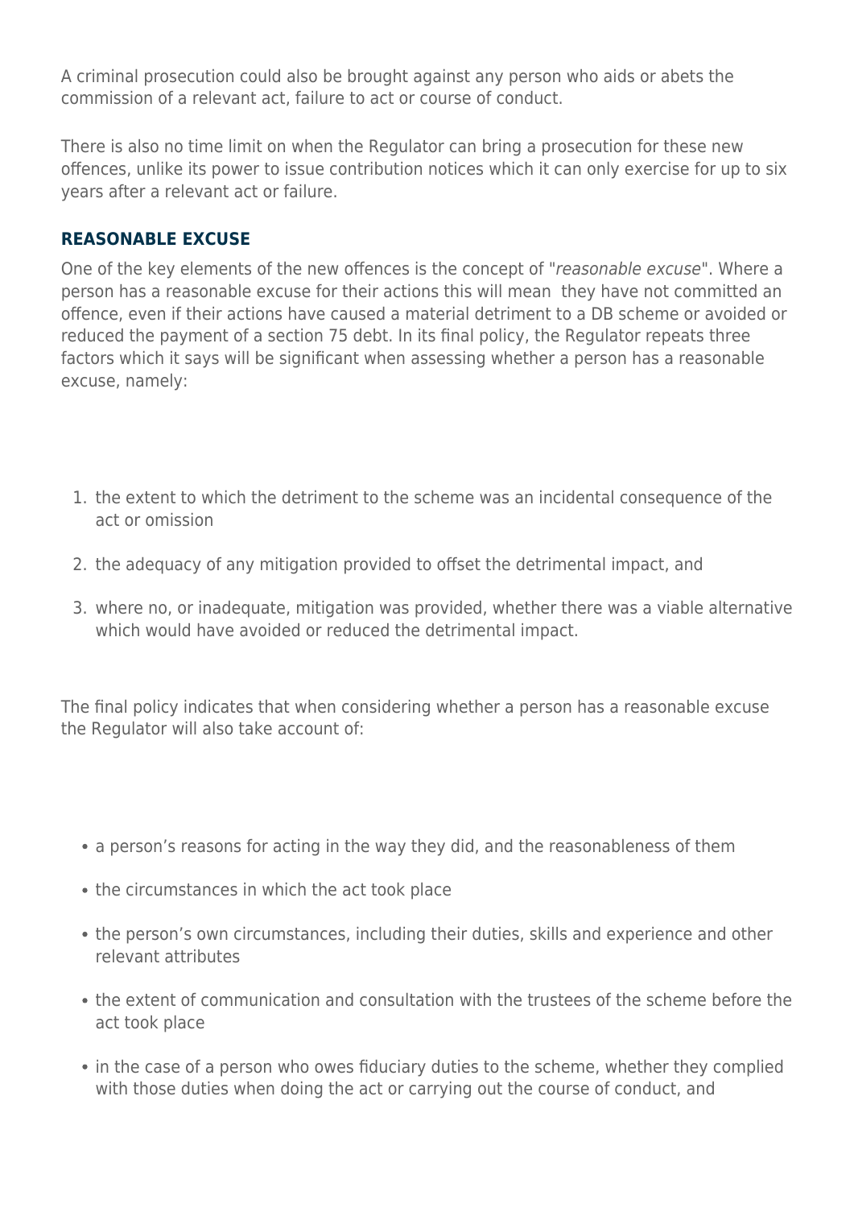A criminal prosecution could also be brought against any person who aids or abets the commission of a relevant act, failure to act or course of conduct.

There is also no time limit on when the Regulator can bring a prosecution for these new offences, unlike its power to issue contribution notices which it can only exercise for up to six years after a relevant act or failure.

## REASONABLE EXCUSE

One of the key elements of the new offences is the concept of "*reasonable excuse*". Where a person has a reasonable excuse for their actions this will mean they have not committed an offence, even if their actions have caused a material detriment to a DB scheme or avoided or reduced the payment of a section 75 debt. In its final policy, the Regulator repeats three factors which it says will be significant when assessing whether a person has a reasonable excuse, namely:

1. the extent to which the detriment to the scheme was an incidental consequence of the act or omission
2. the adequacy of any mitigation provided to offset the detrimental impact, and
3. where no, or inadequate, mitigation was provided, whether there was a viable alternative which would have avoided or reduced the detrimental impact.

The final policy indicates that when considering whether a person has a reasonable excuse the Regulator will also take account of:

- a person's reasons for acting in the way they did, and the reasonableness of them
- the circumstances in which the act took place
- the person's own circumstances, including their duties, skills and experience and other relevant attributes
- the extent of communication and consultation with the trustees of the scheme before the act took place
- in the case of a person who owes fiduciary duties to the scheme, whether they complied with those duties when doing the act or carrying out the course of conduct, and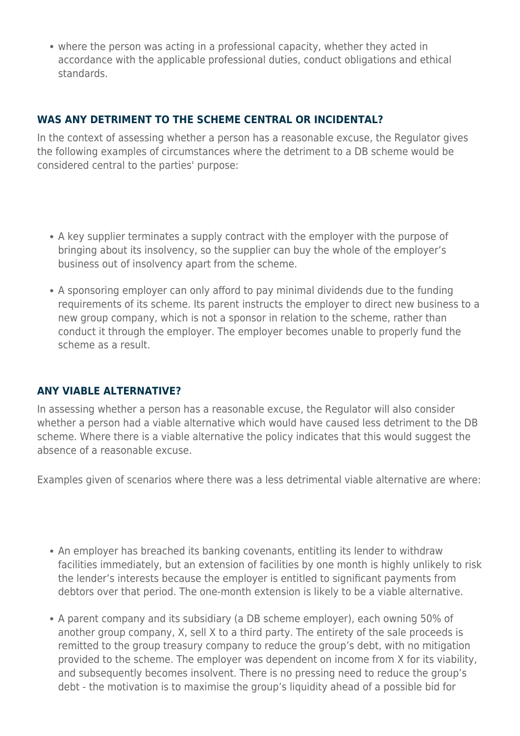- where the person was acting in a professional capacity, whether they acted in accordance with the applicable professional duties, conduct obligations and ethical standards.

## WAS ANY DETRIMENT TO THE SCHEME CENTRAL OR INCIDENTAL?

In the context of assessing whether a person has a reasonable excuse, the Regulator gives the following examples of circumstances where the detriment to a DB scheme would be considered central to the parties' purpose:

- A key supplier terminates a supply contract with the employer with the purpose of bringing about its insolvency, so the supplier can buy the whole of the employer's business out of insolvency apart from the scheme.
- A sponsoring employer can only afford to pay minimal dividends due to the funding requirements of its scheme. Its parent instructs the employer to direct new business to a new group company, which is not a sponsor in relation to the scheme, rather than conduct it through the employer. The employer becomes unable to properly fund the scheme as a result.

## ANY VIABLE ALTERNATIVE?

In assessing whether a person has a reasonable excuse, the Regulator will also consider whether a person had a viable alternative which would have caused less detriment to the DB scheme. Where there is a viable alternative the policy indicates that this would suggest the absence of a reasonable excuse.

Examples given of scenarios where there was a less detrimental viable alternative are where:

- An employer has breached its banking covenants, entitling its lender to withdraw facilities immediately, but an extension of facilities by one month is highly unlikely to risk the lender's interests because the employer is entitled to significant payments from debtors over that period. The one-month extension is likely to be a viable alternative.
- A parent company and its subsidiary (a DB scheme employer), each owning 50% of another group company, X, sell X to a third party. The entirety of the sale proceeds is remitted to the group treasury company to reduce the group's debt, with no mitigation provided to the scheme. The employer was dependent on income from X for its viability, and subsequently becomes insolvent. There is no pressing need to reduce the group's debt - the motivation is to maximise the group's liquidity ahead of a possible bid for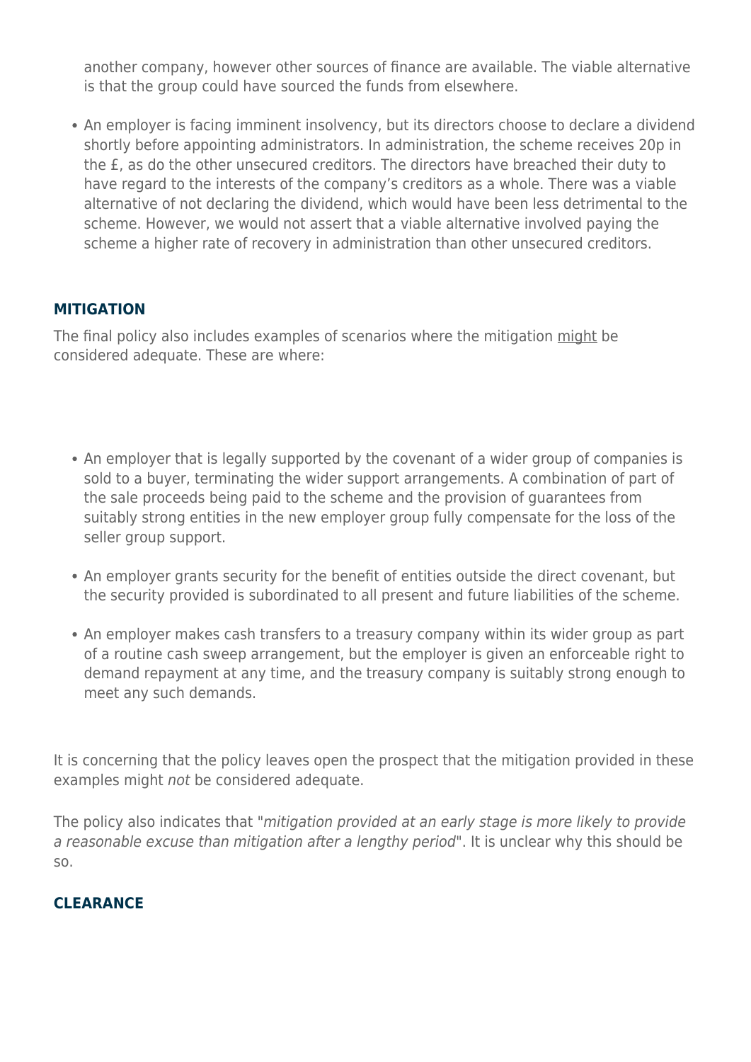another company, however other sources of finance are available. The viable alternative is that the group could have sourced the funds from elsewhere.

- An employer is facing imminent insolvency, but its directors choose to declare a dividend shortly before appointing administrators. In administration, the scheme receives 20p in the £, as do the other unsecured creditors. The directors have breached their duty to have regard to the interests of the company's creditors as a whole. There was a viable alternative of not declaring the dividend, which would have been less detrimental to the scheme. However, we would not assert that a viable alternative involved paying the scheme a higher rate of recovery in administration than other unsecured creditors.

## MITIGATION

The final policy also includes examples of scenarios where the mitigation <u>might</u> be considered adequate. These are where:

- An employer that is legally supported by the covenant of a wider group of companies is sold to a buyer, terminating the wider support arrangements. A combination of part of the sale proceeds being paid to the scheme and the provision of guarantees from suitably strong entities in the new employer group fully compensate for the loss of the seller group support.
- An employer grants security for the benefit of entities outside the direct covenant, but the security provided is subordinated to all present and future liabilities of the scheme.
- An employer makes cash transfers to a treasury company within its wider group as part of a routine cash sweep arrangement, but the employer is given an enforceable right to demand repayment at any time, and the treasury company is suitably strong enough to meet any such demands.

It is concerning that the policy leaves open the prospect that the mitigation provided in these examples might *not* be considered adequate.

The policy also indicates that "*mitigation provided at an early stage is more likely to provide a reasonable excuse than mitigation after a lengthy period*". It is unclear why this should be so.

## CLEARANCE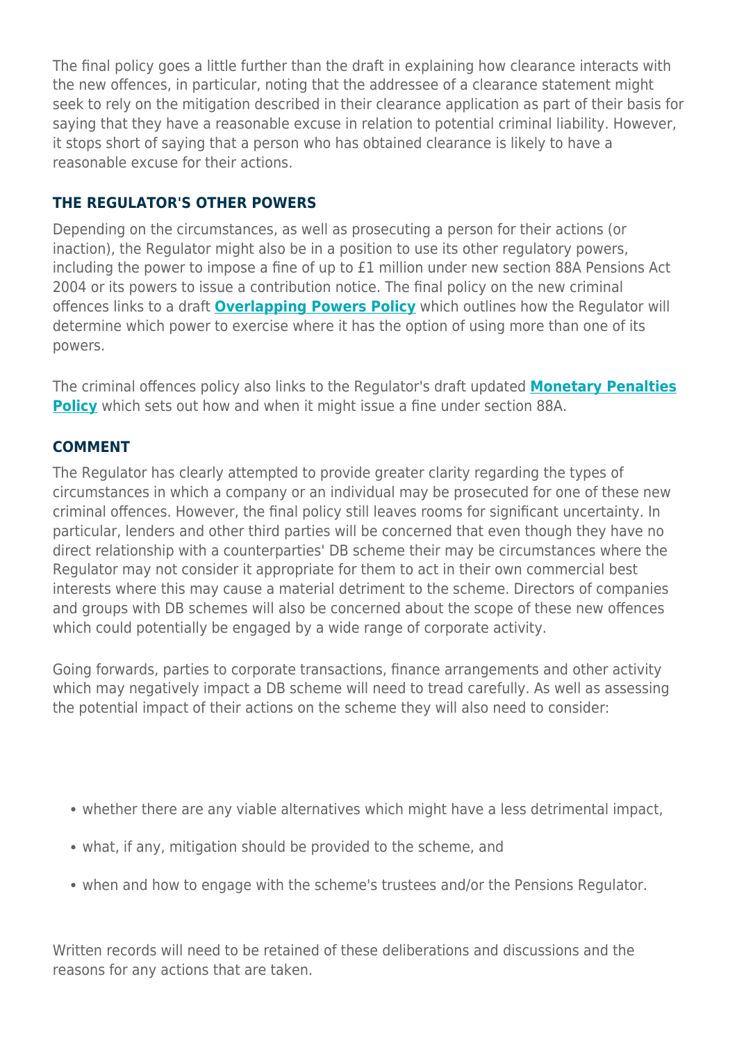The final policy goes a little further than the draft in explaining how clearance interacts with the new offences, in particular, noting that the addressee of a clearance statement might seek to rely on the mitigation described in their clearance application as part of their basis for saying that they have a reasonable excuse in relation to potential criminal liability. However, it stops short of saying that a person who has obtained clearance is likely to have a reasonable excuse for their actions.

## THE REGULATOR'S OTHER POWERS

Depending on the circumstances, as well as prosecuting a person for their actions (or inaction), the Regulator might also be in a position to use its other regulatory powers, including the power to impose a fine of up to £1 million under new section 88A Pensions Act 2004 or its powers to issue a contribution notice. The final policy on the new criminal offences links to a draft **Overlapping Powers Policy** which outlines how the Regulator will determine which power to exercise where it has the option of using more than one of its powers.

The criminal offences policy also links to the Regulator's draft updated **Monetary Penalties Policy** which sets out how and when it might issue a fine under section 88A.

## COMMENT

The Regulator has clearly attempted to provide greater clarity regarding the types of circumstances in which a company or an individual may be prosecuted for one of these new criminal offences. However, the final policy still leaves rooms for significant uncertainty. In particular, lenders and other third parties will be concerned that even though they have no direct relationship with a counterparties' DB scheme their may be circumstances where the Regulator may not consider it appropriate for them to act in their own commercial best interests where this may cause a material detriment to the scheme. Directors of companies and groups with DB schemes will also be concerned about the scope of these new offences which could potentially be engaged by a wide range of corporate activity.

Going forwards, parties to corporate transactions, finance arrangements and other activity which may negatively impact a DB scheme will need to tread carefully. As well as assessing the potential impact of their actions on the scheme they will also need to consider:

- whether there are any viable alternatives which might have a less detrimental impact,
- what, if any, mitigation should be provided to the scheme, and
- when and how to engage with the scheme's trustees and/or the Pensions Regulator.

Written records will need to be retained of these deliberations and discussions and the reasons for any actions that are taken.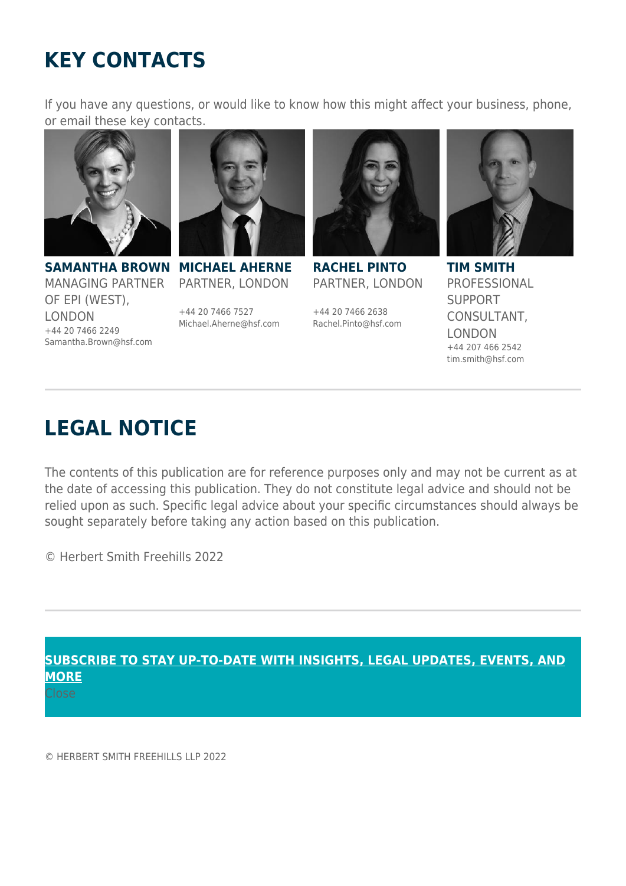## KEY CONTACTS

If you have any questions, or would like to know how this might affect your business, phone, or email these key contacts.

**SAMANTHA BROWN**
MANAGING PARTNER OF EPI (WEST), LONDON
+44 20 7466 2249
Samantha.Brown@hsf.com

**MICHAEL AHERNE**
PARTNER, LONDON
+44 20 7466 7527
Michael.Aherne@hsf.com

**RACHEL PINTO**
PARTNER, LONDON
+44 20 7466 2638
Rachel.Pinto@hsf.com

**TIM SMITH**
PROFESSIONAL SUPPORT CONSULTANT, LONDON
+44 207 466 2542
tim.smith@hsf.com

## LEGAL NOTICE

The contents of this publication are for reference purposes only and may not be current as at the date of accessing this publication. They do not constitute legal advice and should not be relied upon as such. Specific legal advice about your specific circumstances should always be sought separately before taking any action based on this publication.

© Herbert Smith Freehills 2022

**SUBSCRIBE TO STAY UP-TO-DATE WITH INSIGHTS, LEGAL UPDATES, EVENTS, AND MORE**
Close

© HERBERT SMITH FREEHILLS LLP 2022